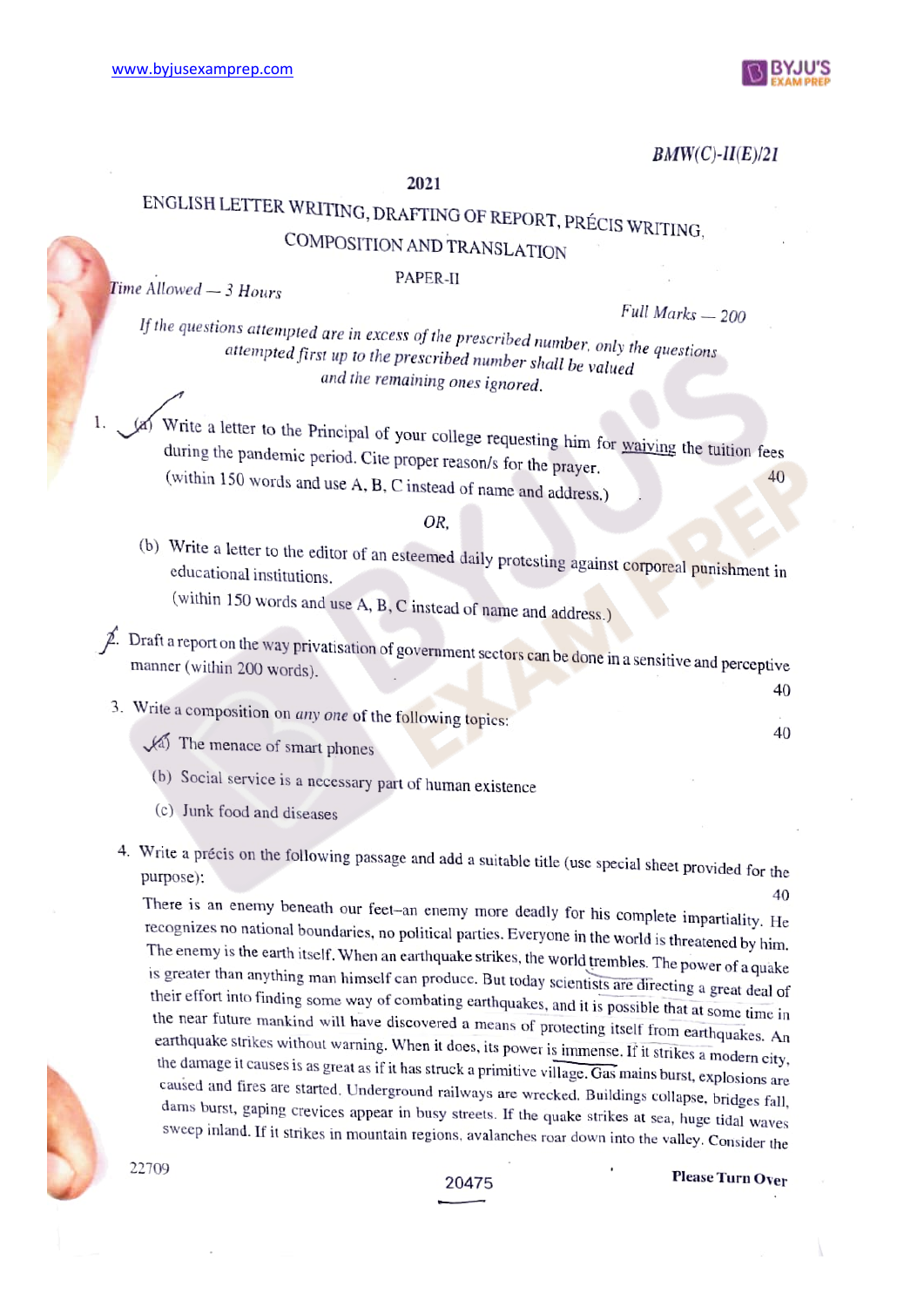BMW(C)-II(E)/21

# 2021

## ENGLISH LETTER WRITING, DRAFTING OF REPORT, PRÉCIS WRITING, COMPOSITION AND TRANSLATION

### PAPER-II

*Time Allowed — 3 Hours*

*Full Marks — 200*

*If the questions attempted are in excess of the prescribed number, only the questions attempted first up to the prescribed number shall be valued and the remaining ones ignored.*

1. (a) Write a letter to the Principal of your college requesting him for waiving the tuition fees during the pandemic period. Cite proper reason/s for the prayer. (within 150 words and use A, B, C instead of name and address.) **40**

   *OR,*

   (b) Write a letter to the editor of an esteemed daily protesting against corporeal punishment in educational institutions. (within 150 words and use A, B, C instead of name and address.)

2. Draft a report on the way privatisation of government sectors can be done in a sensitive and perceptive manner (within 200 words). **40**

3. Write a composition on *any one* of the following topics: **40**

   (a) The menace of smart phones

   (b) Social service is a necessary part of human existence

   (c) Junk food and diseases

4. Write a précis on the following passage and add a suitable title (use special sheet provided for the purpose): **40**

   There is an enemy beneath our feet–an enemy more deadly for his complete impartiality. He recognizes no national boundaries, no political parties. Everyone in the world is threatened by him. The enemy is the earth itself. When an earthquake strikes, the world trembles. The power of a quake is greater than anything man himself can produce. But today scientists are directing a great deal of their effort into finding some way of combating earthquakes, and it is possible that at some time in the near future mankind will have discovered a means of protecting itself from earthquakes. An earthquake strikes without warning. When it does, its power is immense. If it strikes a modern city, the damage it causes is as great as if it has struck a primitive village. Gas mains burst, explosions are caused and fires are started. Underground railways are wrecked. Buildings collapse, bridges fall, dams burst, gaping crevices appear in busy streets. If the quake strikes at sea, huge tidal waves sweep inland. If it strikes in mountain regions, avalanches roar down into the valley. Consider the

22709

Please Turn Over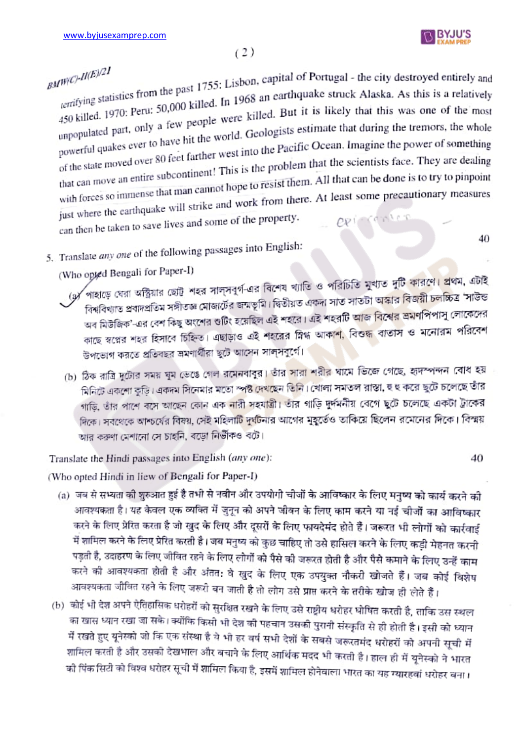terrifying statistics from the past 1755: Lisbon, capital of Portugal - the city destroyed entirely and 450 killed. 1970: Peru: 50,000 killed. In 1968 an earthquake struck Alaska. As this is a relatively unpopulated part, only a few people were killed. But it is likely that this was one of the most powerful quakes ever to have hit the world. Geologists estimate that during the tremors, the whole of the state moved over 80 feet farther west into the Pacific Ocean. Imagine the power of something that can move an entire subcontinent! This is the problem that the scientists face. They are dealing with forces so immense that man cannot hope to resist them. All that can be done is to try to pinpoint just where the earthquake will strike and work from there. At least some precautionary measures can then be taken to save lives and some of the property.

40

5. Translate *any one* of the following passages into English:

(Who opted Bengali for Paper-I)

(a) পাহাড়ে ঘেরা অষ্ট্রিয়ার ছোট্ট শহর সাল্‌সবুর্গ-এর বিশেষ খ্যাতি ও পরিচিতি মুখ্যত দুটি কারণে। প্রথম, এটাই বিশ্ববিখ্যাত প্রবাদপ্রতিম সঙ্গীতজ্ঞ মোজার্টের জন্মভূমি। দ্বিতীয়ত একদা সাত সাতটা অস্কার বিজয়ী চলচ্চিত্র 'সাউন্ড অব মিউজিক'-এর বেশ কিছু অংশের শুটিং হয়েছিল এই শহরে। এই শহরটি আজ বিশ্বের ভ্রমণপিপাসু লোকেদের কাছে স্বপ্নের শহর হিসাবে চিহ্নিত। এছাড়াও এই শহরের স্নিগ্ধ আকাশ, বিশুদ্ধ বাতাস ও মনোরম পরিবেশ উপভোগ করতে প্রতিবছর ভ্রমণার্থীরা ছুটে আসেন সাল্‌সবুর্গে।

(b) ঠিক রাত্রি দুটোর সময় ঘুম ভেঙে গেল রমেনবাবুর। তাঁর সারা শরীর ঘামে ভিজে গেছে, হৃদস্পন্দন বোধ হয় মিনিটে একশো কুড়ি। একদম সিনেমার মতো স্পষ্ট দেখছেন তিনি। খোলা সমতল রাস্তা, হু হু করে ছুটে চলেছে তাঁর গাড়ি, তাঁর পাশে বসে আছেন কোন এক নারী সহযাত্রী। তাঁর গাড়ি দুর্দমনীয় বেগে ছুটে চলেছে একটা ট্রাকের দিকে। সবথেকে আশ্চর্যের বিষয়, সেই মহিলাটি দুর্ঘটনার আগের মুহূর্তেও তাকিয়ে ছিলেন রমেনের দিকে। বিস্ময় আর করুণা মেশানো সে চাহনি, বড়ো নির্ভীকও বটে।

Translate the Hindi passages into English (*any one*):

40

(Who opted Hindi in liew of Bengali for Paper-I)

(a) जब से सभ्यता की शुरुआत हुई है तभी से नवीन और उपयोगी चीजों के आविष्कार के लिए मनुष्य को कार्य करने की आवश्यकता है। यह केवल एक व्यक्ति में जुनून को अपने जीवन के लिए काम करने या नई चीजों का आविष्कार करने के लिए प्रेरित करता है जो खुद के लिए और दूसरों के लिए फायदेमंद होते हैं। जरूरत भी लोगों को कार्रवाई में शामिल करने के लिए प्रेरित करती है। जब मनुष्य को कुछ चाहिए तो उसे हासिल करने के लिए कड़ी मेहनत करनी पड़ती है, उदाहरण के लिए जीवित रहने के लिए लोगों को पैसे की जरूरत होती है और पैसे कमाने के लिए उन्हें काम करने की आवश्यकता होती है और अंततः वे खुद के लिए एक उपयुक्त नौकरी खोजते हैं। जब कोई विशेष आवश्यकता जीवित रहने के लिए जरूरी बन जाती है तो लोग उसे प्राप्त करने के तरीके खोज ही लेते हैं।

(b) कोई भी देश अपने ऐतिहासिक धरोहरों को सुरक्षित रखने के लिए उसे राष्ट्रीय धरोहर घोषित करती है, ताकि उस स्थल का खास ध्यान रखा जा सके। क्योंकि किसी भी देश की पहचान उसकी पुरानी संस्कृति से ही होती है। इसी को ध्यान में रखते हुए यूनेस्को जो कि एक संस्था है ये भी हर वर्ष सभी देशों के सबसे जरूरतमंद धरोहरों को अपनी सूची में शामिल करती है और उसकी देखभाल और बचाने के लिए आर्थिक मदद भी करती है। हाल ही में यूनेस्को ने भारत की पिंक सिटी को विश्व धरोहर सूची में शामिल किया है, इसमें शामिल होनेवाला भारत का यह ग्यारहवां धरोहर बना।